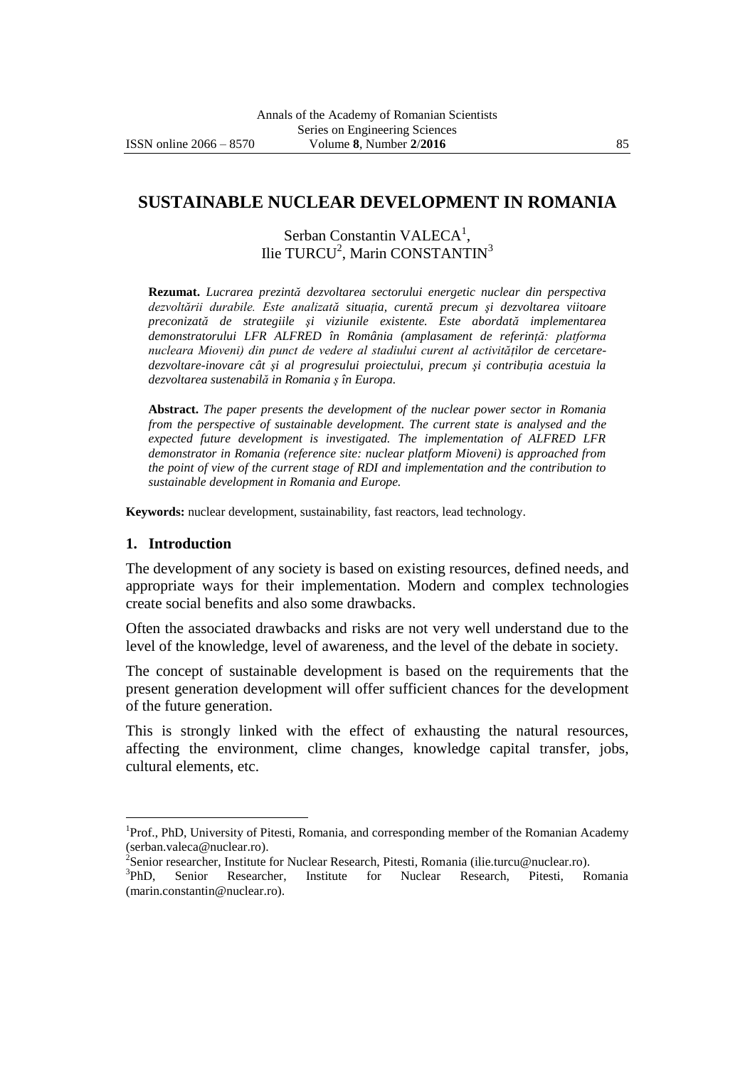# SUSTAINABLE NUCLEAR DEVELOPMENT IN ROMANIA

Serban Constantin VALECA[1],
Ilie TURCU[2], Marin CONSTANTIN[3]

**Rezumat.** *Lucrarea prezintă dezvoltarea sectorului energetic nuclear din perspectiva dezvoltării durabile. Este analizată situația, curentă precum şi dezvoltarea viitoare preconizată de strategiile şi viziunile existente. Este abordată implementarea demonstratorului LFR ALFRED în România (amplasament de referință: platforma nucleara Mioveni) din punct de vedere al stadiului curent al activităților de cercetare-dezvoltare-inovare cât şi al progresului proiectului, precum şi contribuția acestuia la dezvoltarea sustenabilă in Romania ş în Europa.*

**Abstract.** *The paper presents the development of the nuclear power sector in Romania from the perspective of sustainable development. The current state is analysed and the expected future development is investigated. The implementation of ALFRED LFR demonstrator in Romania (reference site: nuclear platform Mioveni) is approached from the point of view of the current stage of RDI and implementation and the contribution to sustainable development in Romania and Europe.*

**Keywords:** nuclear development, sustainability, fast reactors, lead technology.

## 1. Introduction

The development of any society is based on existing resources, defined needs, and appropriate ways for their implementation. Modern and complex technologies create social benefits and also some drawbacks.

Often the associated drawbacks and risks are not very well understand due to the level of the knowledge, level of awareness, and the level of the debate in society.

The concept of sustainable development is based on the requirements that the present generation development will offer sufficient chances for the development of the future generation.

This is strongly linked with the effect of exhausting the natural resources, affecting the environment, clime changes, knowledge capital transfer, jobs, cultural elements, etc.

---

[1]Prof., PhD, University of Pitesti, Romania, and corresponding member of the Romanian Academy (serban.valeca@nuclear.ro).

[2]Senior researcher, Institute for Nuclear Research, Pitesti, Romania (ilie.turcu@nuclear.ro).

[3]PhD, Senior Researcher, Institute for Nuclear Research, Pitesti, Romania (marin.constantin@nuclear.ro).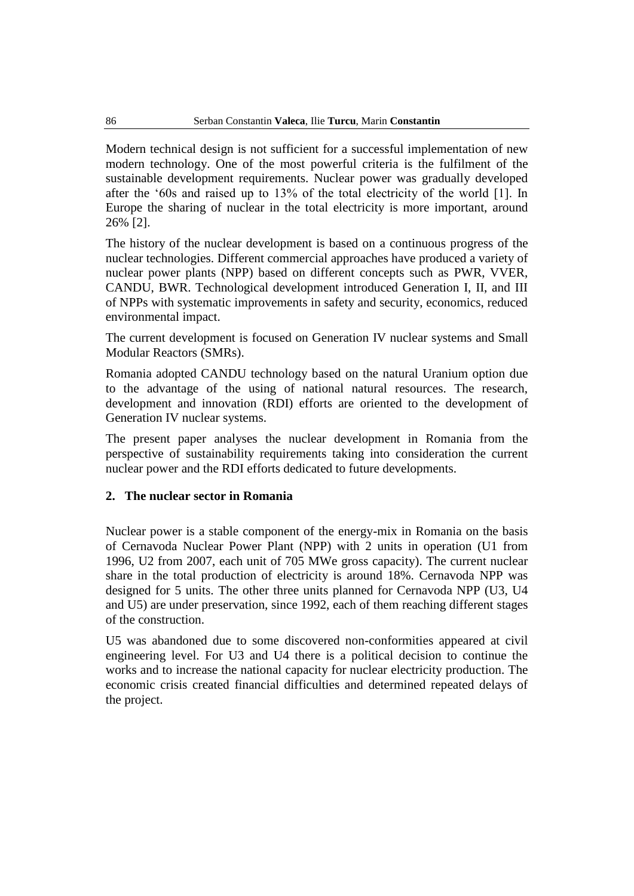Modern technical design is not sufficient for a successful implementation of new modern technology. One of the most powerful criteria is the fulfilment of the sustainable development requirements. Nuclear power was gradually developed after the '60s and raised up to 13% of the total electricity of the world [1]. In Europe the sharing of nuclear in the total electricity is more important, around 26% [2].

The history of the nuclear development is based on a continuous progress of the nuclear technologies. Different commercial approaches have produced a variety of nuclear power plants (NPP) based on different concepts such as PWR, VVER, CANDU, BWR. Technological development introduced Generation I, II, and III of NPPs with systematic improvements in safety and security, economics, reduced environmental impact.

The current development is focused on Generation IV nuclear systems and Small Modular Reactors (SMRs).

Romania adopted CANDU technology based on the natural Uranium option due to the advantage of the using of national natural resources. The research, development and innovation (RDI) efforts are oriented to the development of Generation IV nuclear systems.

The present paper analyses the nuclear development in Romania from the perspective of sustainability requirements taking into consideration the current nuclear power and the RDI efforts dedicated to future developments.

## 2. The nuclear sector in Romania

Nuclear power is a stable component of the energy-mix in Romania on the basis of Cernavoda Nuclear Power Plant (NPP) with 2 units in operation (U1 from 1996, U2 from 2007, each unit of 705 MWe gross capacity). The current nuclear share in the total production of electricity is around 18%. Cernavoda NPP was designed for 5 units. The other three units planned for Cernavoda NPP (U3, U4 and U5) are under preservation, since 1992, each of them reaching different stages of the construction.

U5 was abandoned due to some discovered non-conformities appeared at civil engineering level. For U3 and U4 there is a political decision to continue the works and to increase the national capacity for nuclear electricity production. The economic crisis created financial difficulties and determined repeated delays of the project.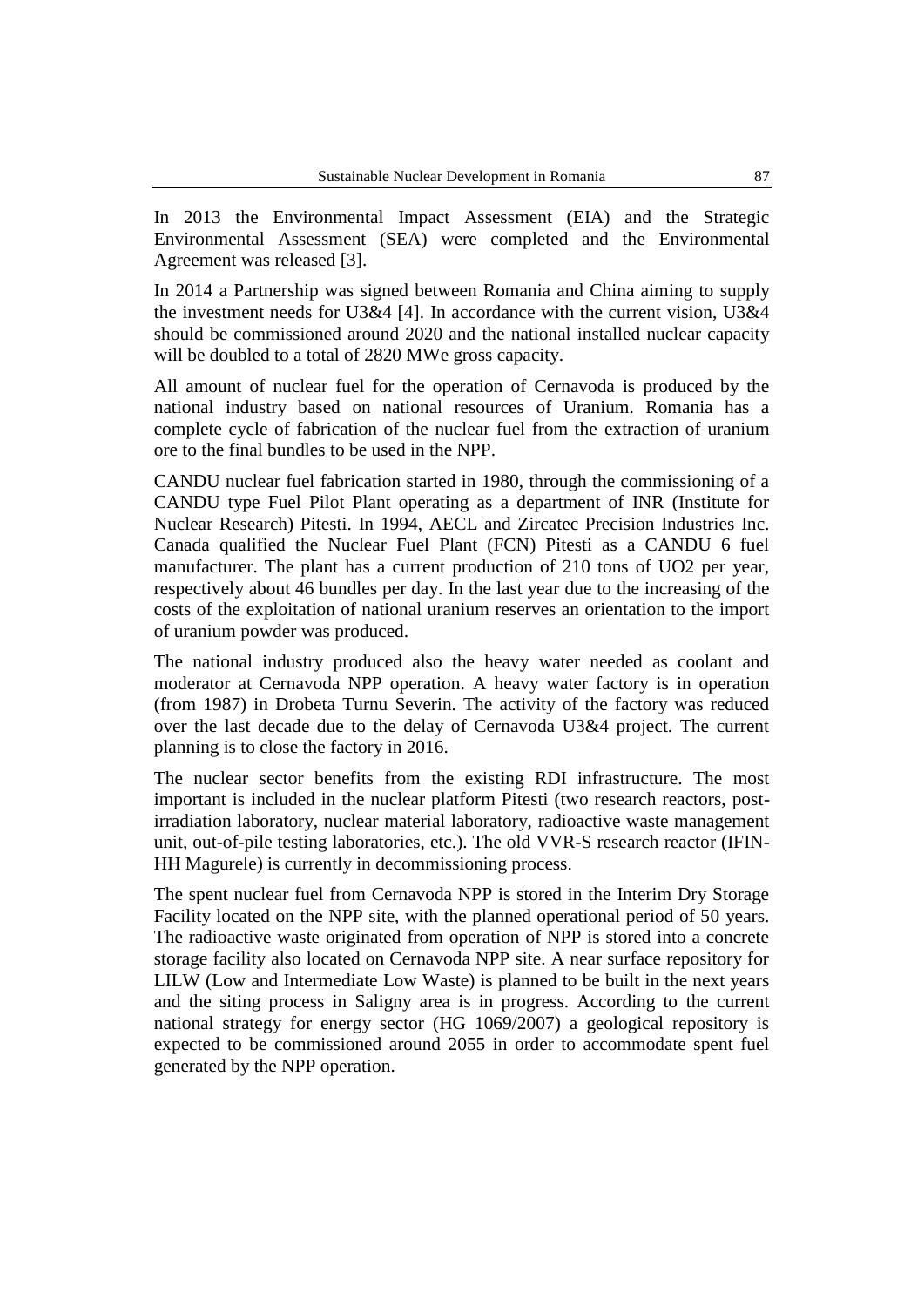In 2013 the Environmental Impact Assessment (EIA) and the Strategic Environmental Assessment (SEA) were completed and the Environmental Agreement was released [3].

In 2014 a Partnership was signed between Romania and China aiming to supply the investment needs for U3&4 [4]. In accordance with the current vision, U3&4 should be commissioned around 2020 and the national installed nuclear capacity will be doubled to a total of 2820 MWe gross capacity.

All amount of nuclear fuel for the operation of Cernavoda is produced by the national industry based on national resources of Uranium. Romania has a complete cycle of fabrication of the nuclear fuel from the extraction of uranium ore to the final bundles to be used in the NPP.

CANDU nuclear fuel fabrication started in 1980, through the commissioning of a CANDU type Fuel Pilot Plant operating as a department of INR (Institute for Nuclear Research) Pitesti. In 1994, AECL and Zircatec Precision Industries Inc. Canada qualified the Nuclear Fuel Plant (FCN) Pitesti as a CANDU 6 fuel manufacturer. The plant has a current production of 210 tons of $UO_2$ per year, respectively about 46 bundles per day. In the last year due to the increasing of the costs of the exploitation of national uranium reserves an orientation to the import of uranium powder was produced.

The national industry produced also the heavy water needed as coolant and moderator at Cernavoda NPP operation. A heavy water factory is in operation (from 1987) in Drobeta Turnu Severin. The activity of the factory was reduced over the last decade due to the delay of Cernavoda U3&4 project. The current planning is to close the factory in 2016.

The nuclear sector benefits from the existing RDI infrastructure. The most important is included in the nuclear platform Pitesti (two research reactors, post-irradiation laboratory, nuclear material laboratory, radioactive waste management unit, out-of-pile testing laboratories, etc.). The old VVR-S research reactor (IFIN-HH Magurele) is currently in decommissioning process.

The spent nuclear fuel from Cernavoda NPP is stored in the Interim Dry Storage Facility located on the NPP site, with the planned operational period of 50 years. The radioactive waste originated from operation of NPP is stored into a concrete storage facility also located on Cernavoda NPP site. A near surface repository for LILW (Low and Intermediate Low Waste) is planned to be built in the next years and the siting process in Saligny area is in progress. According to the current national strategy for energy sector (HG 1069/2007) a geological repository is expected to be commissioned around 2055 in order to accommodate spent fuel generated by the NPP operation.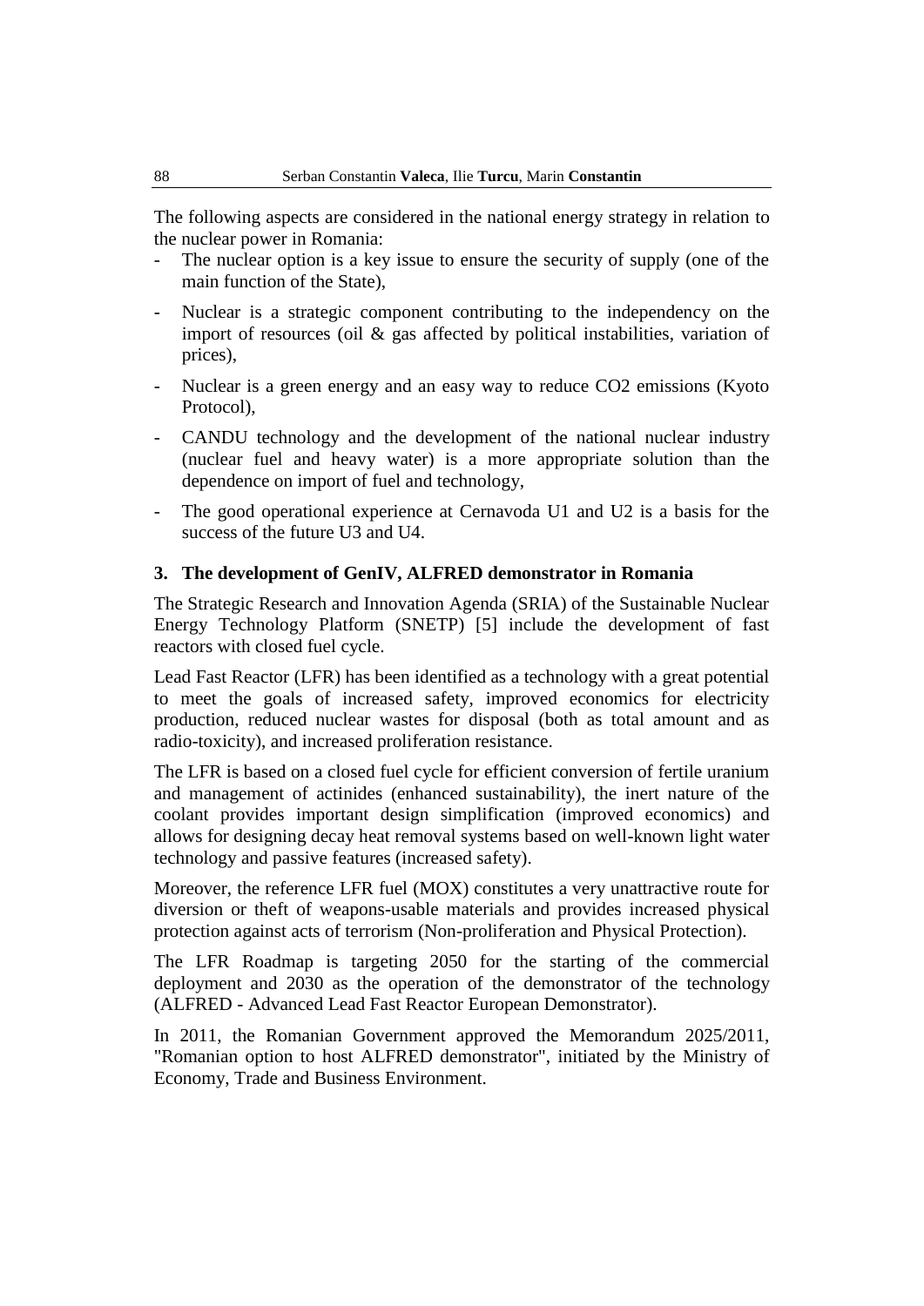The following aspects are considered in the national energy strategy in relation to the nuclear power in Romania:

- The nuclear option is a key issue to ensure the security of supply (one of the main function of the State),
- Nuclear is a strategic component contributing to the independency on the import of resources (oil & gas affected by political instabilities, variation of prices),
- Nuclear is a green energy and an easy way to reduce $CO_2$ emissions (Kyoto Protocol),
- CANDU technology and the development of the national nuclear industry (nuclear fuel and heavy water) is a more appropriate solution than the dependence on import of fuel and technology,
- The good operational experience at Cernavoda U1 and U2 is a basis for the success of the future U3 and U4.

## 3. The development of GenIV, ALFRED demonstrator in Romania

The Strategic Research and Innovation Agenda (SRIA) of the Sustainable Nuclear Energy Technology Platform (SNETP) [5] include the development of fast reactors with closed fuel cycle.

Lead Fast Reactor (LFR) has been identified as a technology with a great potential to meet the goals of increased safety, improved economics for electricity production, reduced nuclear wastes for disposal (both as total amount and as radio-toxicity), and increased proliferation resistance.

The LFR is based on a closed fuel cycle for efficient conversion of fertile uranium and management of actinides (enhanced sustainability), the inert nature of the coolant provides important design simplification (improved economics) and allows for designing decay heat removal systems based on well-known light water technology and passive features (increased safety).

Moreover, the reference LFR fuel (MOX) constitutes a very unattractive route for diversion or theft of weapons-usable materials and provides increased physical protection against acts of terrorism (Non-proliferation and Physical Protection).

The LFR Roadmap is targeting 2050 for the starting of the commercial deployment and 2030 as the operation of the demonstrator of the technology (ALFRED - Advanced Lead Fast Reactor European Demonstrator).

In 2011, the Romanian Government approved the Memorandum 2025/2011, "Romanian option to host ALFRED demonstrator", initiated by the Ministry of Economy, Trade and Business Environment.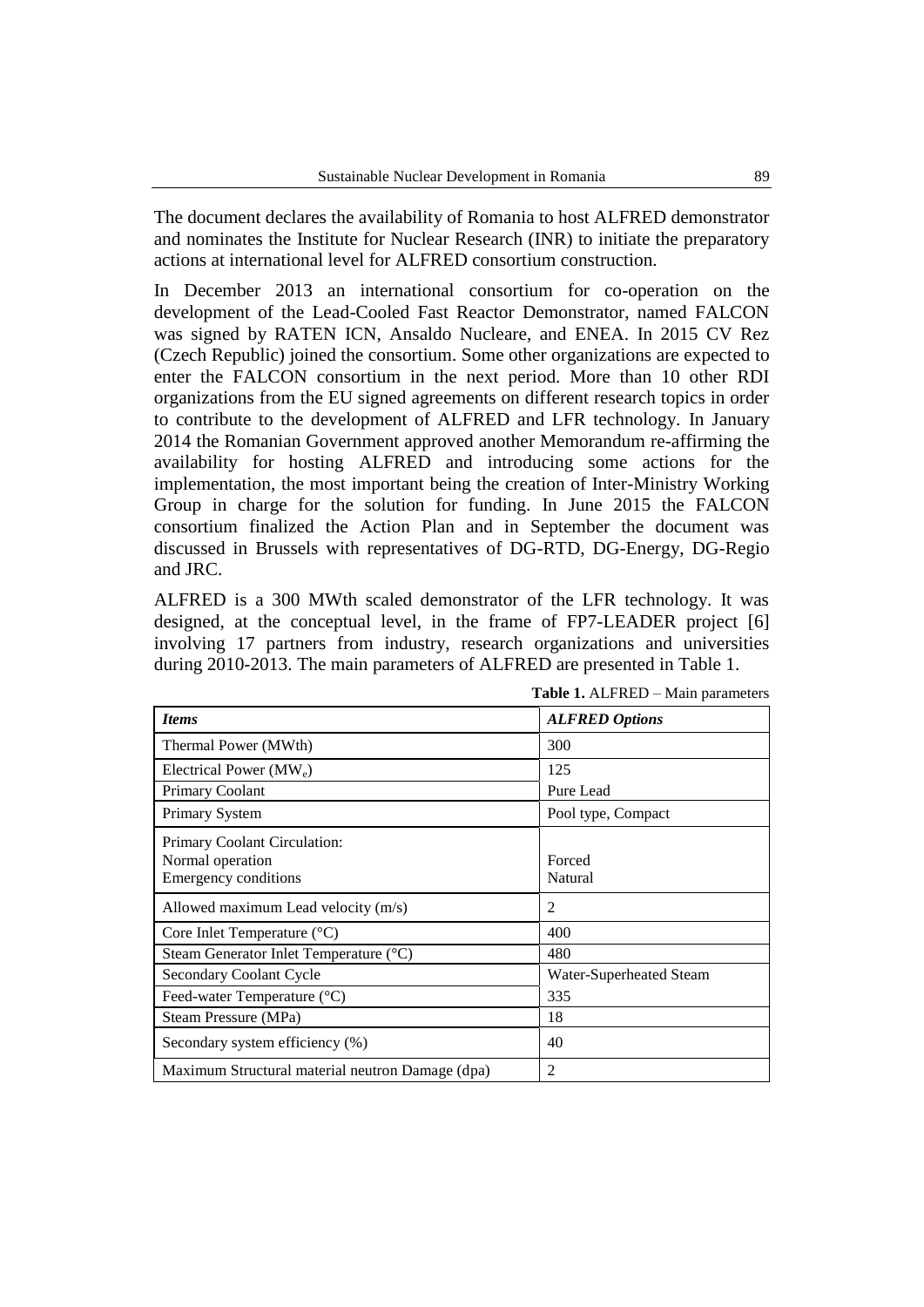The document declares the availability of Romania to host ALFRED demonstrator and nominates the Institute for Nuclear Research (INR) to initiate the preparatory actions at international level for ALFRED consortium construction.

In December 2013 an international consortium for co-operation on the development of the Lead-Cooled Fast Reactor Demonstrator, named FALCON was signed by RATEN ICN, Ansaldo Nucleare, and ENEA. In 2015 CV Rez (Czech Republic) joined the consortium. Some other organizations are expected to enter the FALCON consortium in the next period. More than 10 other RDI organizations from the EU signed agreements on different research topics in order to contribute to the development of ALFRED and LFR technology. In January 2014 the Romanian Government approved another Memorandum re-affirming the availability for hosting ALFRED and introducing some actions for the implementation, the most important being the creation of Inter-Ministry Working Group in charge for the solution for funding. In June 2015 the FALCON consortium finalized the Action Plan and in September the document was discussed in Brussels with representatives of DG-RTD, DG-Energy, DG-Regio and JRC.

ALFRED is a 300 MWth scaled demonstrator of the LFR technology. It was designed, at the conceptual level, in the frame of FP7-LEADER project [6] involving 17 partners from industry, research organizations and universities during 2010-2013. The main parameters of ALFRED are presented in Table 1.

**Table 1.** ALFRED – Main parameters

| *Items* | *ALFRED Options* |
|---|---|
| Thermal Power (MWth) | 300 |
| Electrical Power ($MW_e$) | 125 |
| Primary Coolant | Pure Lead |
| Primary System | Pool type, Compact |
| Primary Coolant Circulation:<br>Normal operation<br>Emergency conditions | <br>Forced<br>Natural |
| Allowed maximum Lead velocity (m/s) | 2 |
| Core Inlet Temperature (°C) | 400 |
| Steam Generator Inlet Temperature (°C) | 480 |
| Secondary Coolant Cycle | Water-Superheated Steam |
| Feed-water Temperature (°C) | 335 |
| Steam Pressure (MPa) | 18 |
| Secondary system efficiency (%) | 40 |
| Maximum Structural material neutron Damage (dpa) | 2 |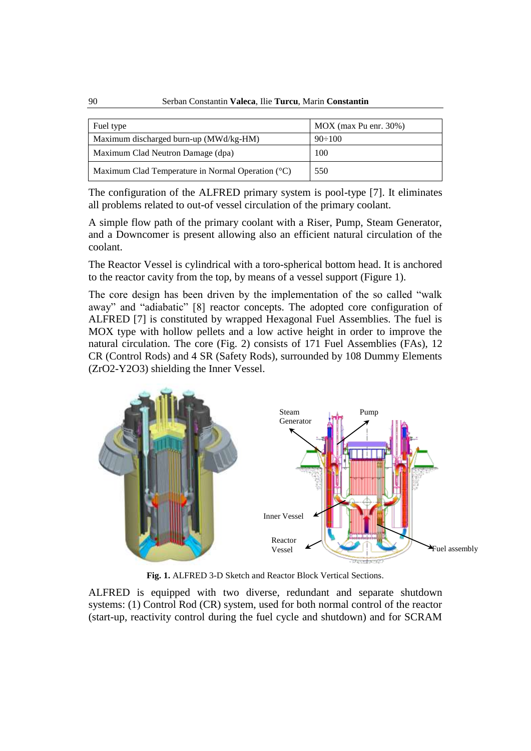| Fuel type | MOX (max Pu enr. 30%) |
|---|---|
| Maximum discharged burn-up (MWd/kg-HM) | 90÷100 |
| Maximum Clad Neutron Damage (dpa) | 100 |
| Maximum Clad Temperature in Normal Operation (°C) | 550 |

The configuration of the ALFRED primary system is pool-type [7]. It eliminates all problems related to out-of vessel circulation of the primary coolant.

A simple flow path of the primary coolant with a Riser, Pump, Steam Generator, and a Downcomer is present allowing also an efficient natural circulation of the coolant.

The Reactor Vessel is cylindrical with a toro-spherical bottom head. It is anchored to the reactor cavity from the top, by means of a vessel support (Figure 1).

The core design has been driven by the implementation of the so called "walk away" and "adiabatic" [8] reactor concepts. The adopted core configuration of ALFRED [7] is constituted by wrapped Hexagonal Fuel Assemblies. The fuel is MOX type with hollow pellets and a low active height in order to improve the natural circulation. The core (Fig. 2) consists of 171 Fuel Assemblies (FAs), 12 CR (Control Rods) and 4 SR (Safety Rods), surrounded by 108 Dummy Elements ($ZrO_2$-$Y_2O_3$) shielding the Inner Vessel.

**Fig. 1.** ALFRED 3-D Sketch and Reactor Block Vertical Sections.

ALFRED is equipped with two diverse, redundant and separate shutdown systems: (1) Control Rod (CR) system, used for both normal control of the reactor (start-up, reactivity control during the fuel cycle and shutdown) and for SCRAM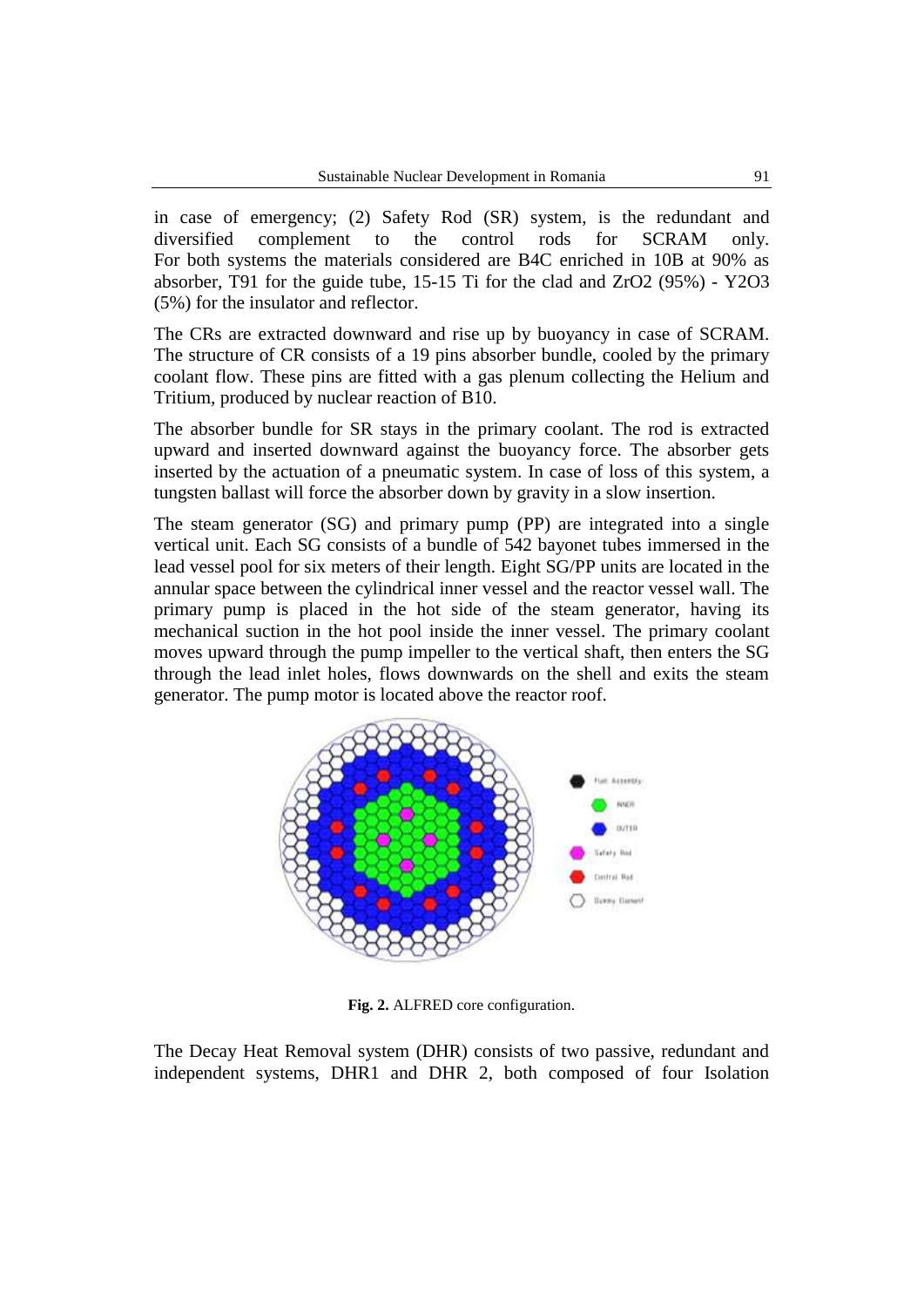in case of emergency; (2) Safety Rod (SR) system, is the redundant and diversified complement to the control rods for SCRAM only. For both systems the materials considered are $B_4C$ enriched in $^{10}B$ at 90% as absorber, T91 for the guide tube, 15-15 Ti for the clad and $ZrO_2$ (95%) - $Y_2O_3$ (5%) for the insulator and reflector.

The CRs are extracted downward and rise up by buoyancy in case of SCRAM. The structure of CR consists of a 19 pins absorber bundle, cooled by the primary coolant flow. These pins are fitted with a gas plenum collecting the Helium and Tritium, produced by nuclear reaction of B10.

The absorber bundle for SR stays in the primary coolant. The rod is extracted upward and inserted downward against the buoyancy force. The absorber gets inserted by the actuation of a pneumatic system. In case of loss of this system, a tungsten ballast will force the absorber down by gravity in a slow insertion.

The steam generator (SG) and primary pump (PP) are integrated into a single vertical unit. Each SG consists of a bundle of 542 bayonet tubes immersed in the lead vessel pool for six meters of their length. Eight SG/PP units are located in the annular space between the cylindrical inner vessel and the reactor vessel wall. The primary pump is placed in the hot side of the steam generator, having its mechanical suction in the hot pool inside the inner vessel. The primary coolant moves upward through the pump impeller to the vertical shaft, then enters the SG through the lead inlet holes, flows downwards on the shell and exits the steam generator. The pump motor is located above the reactor roof.

**Fig. 2.** ALFRED core configuration.

The Decay Heat Removal system (DHR) consists of two passive, redundant and independent systems, DHR1 and DHR 2, both composed of four Isolation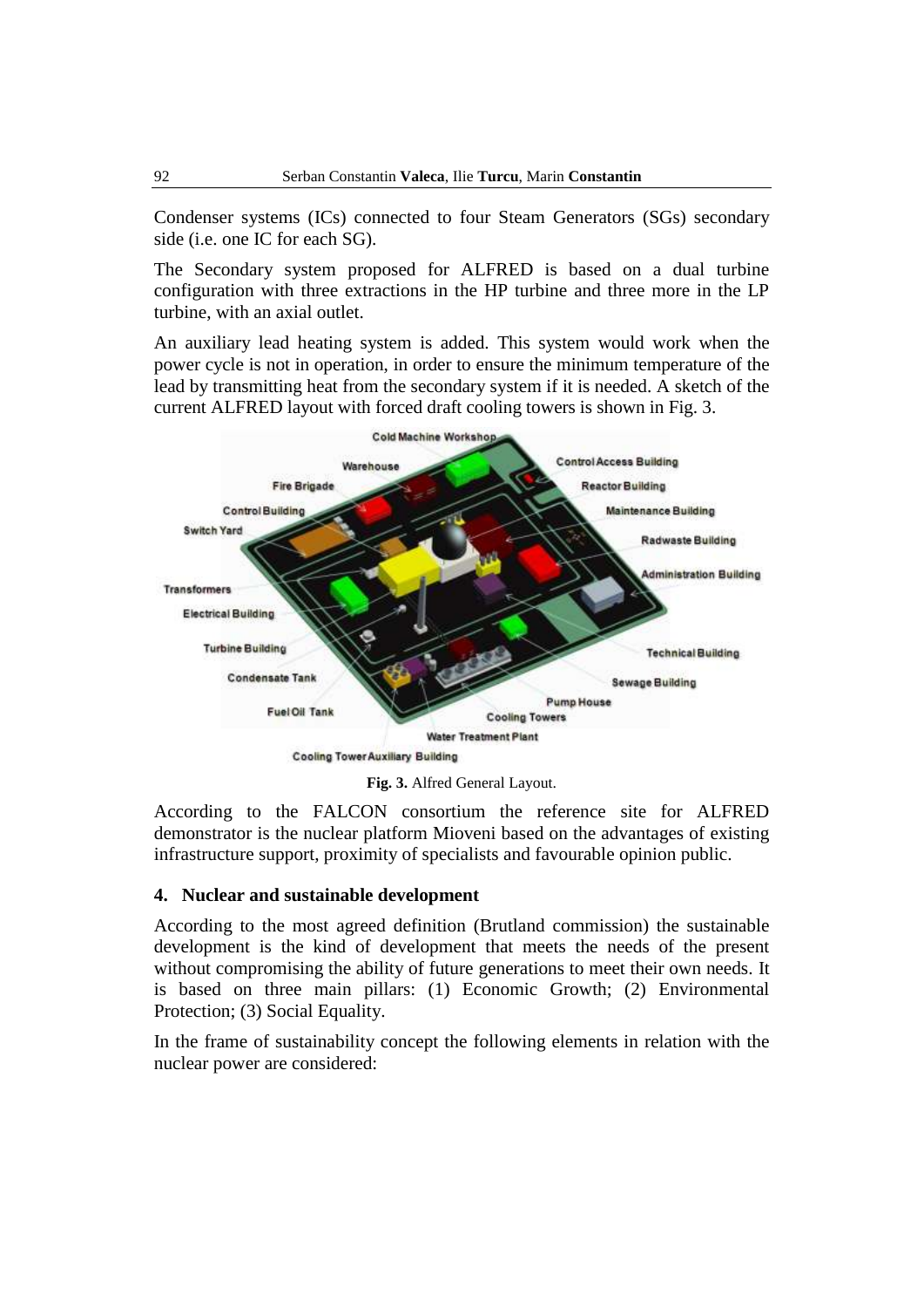Condenser systems (ICs) connected to four Steam Generators (SGs) secondary side (i.e. one IC for each SG).

The Secondary system proposed for ALFRED is based on a dual turbine configuration with three extractions in the HP turbine and three more in the LP turbine, with an axial outlet.

An auxiliary lead heating system is added. This system would work when the power cycle is not in operation, in order to ensure the minimum temperature of the lead by transmitting heat from the secondary system if it is needed. A sketch of the current ALFRED layout with forced draft cooling towers is shown in Fig. 3.

**Fig. 3.** Alfred General Layout.

According to the FALCON consortium the reference site for ALFRED demonstrator is the nuclear platform Mioveni based on the advantages of existing infrastructure support, proximity of specialists and favourable opinion public.

## 4. Nuclear and sustainable development

According to the most agreed definition (Brutland commission) the sustainable development is the kind of development that meets the needs of the present without compromising the ability of future generations to meet their own needs. It is based on three main pillars: (1) Economic Growth; (2) Environmental Protection; (3) Social Equality.

In the frame of sustainability concept the following elements in relation with the nuclear power are considered: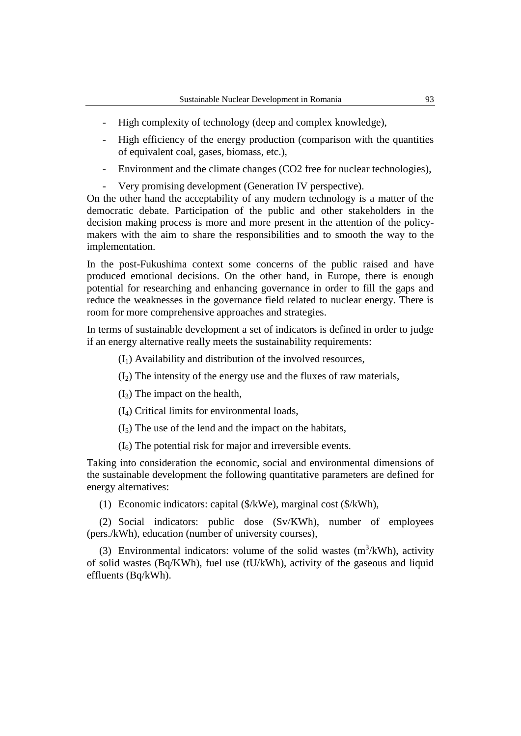- High complexity of technology (deep and complex knowledge),
- High efficiency of the energy production (comparison with the quantities of equivalent coal, gases, biomass, etc.),
- Environment and the climate changes (CO2 free for nuclear technologies),
- Very promising development (Generation IV perspective).

On the other hand the acceptability of any modern technology is a matter of the democratic debate. Participation of the public and other stakeholders in the decision making process is more and more present in the attention of the policy-makers with the aim to share the responsibilities and to smooth the way to the implementation.

In the post-Fukushima context some concerns of the public raised and have produced emotional decisions. On the other hand, in Europe, there is enough potential for researching and enhancing governance in order to fill the gaps and reduce the weaknesses in the governance field related to nuclear energy. There is room for more comprehensive approaches and strategies.

In terms of sustainable development a set of indicators is defined in order to judge if an energy alternative really meets the sustainability requirements:

($I_1$) Availability and distribution of the involved resources,

($I_2$) The intensity of the energy use and the fluxes of raw materials,

($I_3$) The impact on the health,

($I_4$) Critical limits for environmental loads,

($I_5$) The use of the lend and the impact on the habitats,

($I_6$) The potential risk for major and irreversible events.

Taking into consideration the economic, social and environmental dimensions of the sustainable development the following quantitative parameters are defined for energy alternatives:

(1) Economic indicators: capital ($/kWe), marginal cost ($/kWh),

(2) Social indicators: public dose (Sv/KWh), number of employees (pers./kWh), education (number of university courses),

(3) Environmental indicators: volume of the solid wastes ($m^3$/kWh), activity of solid wastes (Bq/KWh), fuel use (tU/kWh), activity of the gaseous and liquid effluents (Bq/kWh).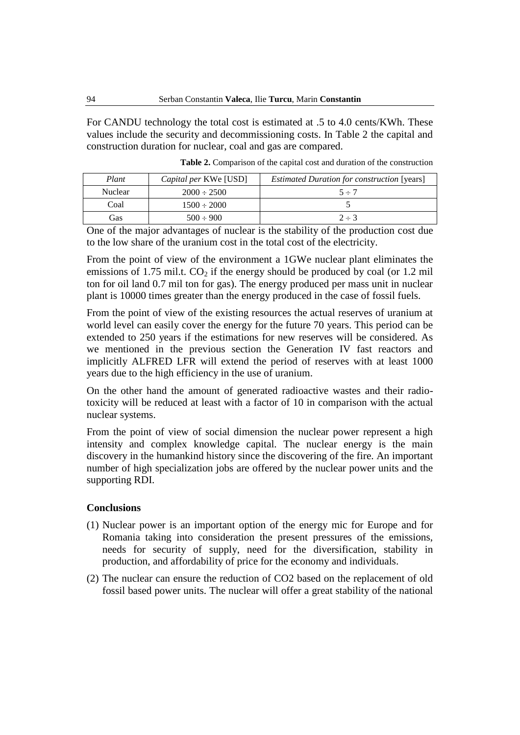For CANDU technology the total cost is estimated at .5 to 4.0 cents/KWh. These values include the security and decommissioning costs. In Table 2 the capital and construction duration for nuclear, coal and gas are compared.

**Table 2.** Comparison of the capital cost and duration of the construction

| *Plant* | *Capital per* KWe [USD] | *Estimated Duration for construction* [years] |
|---|---|---|
| Nuclear | 2000 ÷ 2500 | 5 ÷ 7 |
| Coal | 1500 ÷ 2000 | 5 |
| Gas | 500 ÷ 900 | 2 ÷ 3 |

One of the major advantages of nuclear is the stability of the production cost due to the low share of the uranium cost in the total cost of the electricity.

From the point of view of the environment a 1GWe nuclear plant eliminates the emissions of 1.75 mil.t. $CO_2$ if the energy should be produced by coal (or 1.2 mil ton for oil land 0.7 mil ton for gas). The energy produced per mass unit in nuclear plant is 10000 times greater than the energy produced in the case of fossil fuels.

From the point of view of the existing resources the actual reserves of uranium at world level can easily cover the energy for the future 70 years. This period can be extended to 250 years if the estimations for new reserves will be considered. As we mentioned in the previous section the Generation IV fast reactors and implicitly ALFRED LFR will extend the period of reserves with at least 1000 years due to the high efficiency in the use of uranium.

On the other hand the amount of generated radioactive wastes and their radio-toxicity will be reduced at least with a factor of 10 in comparison with the actual nuclear systems.

From the point of view of social dimension the nuclear power represent a high intensity and complex knowledge capital. The nuclear energy is the main discovery in the humankind history since the discovering of the fire. An important number of high specialization jobs are offered by the nuclear power units and the supporting RDI.

## Conclusions

(1) Nuclear power is an important option of the energy mic for Europe and for Romania taking into consideration the present pressures of the emissions, needs for security of supply, need for the diversification, stability in production, and affordability of price for the economy and individuals.

(2) The nuclear can ensure the reduction of CO2 based on the replacement of old fossil based power units. The nuclear will offer a great stability of the national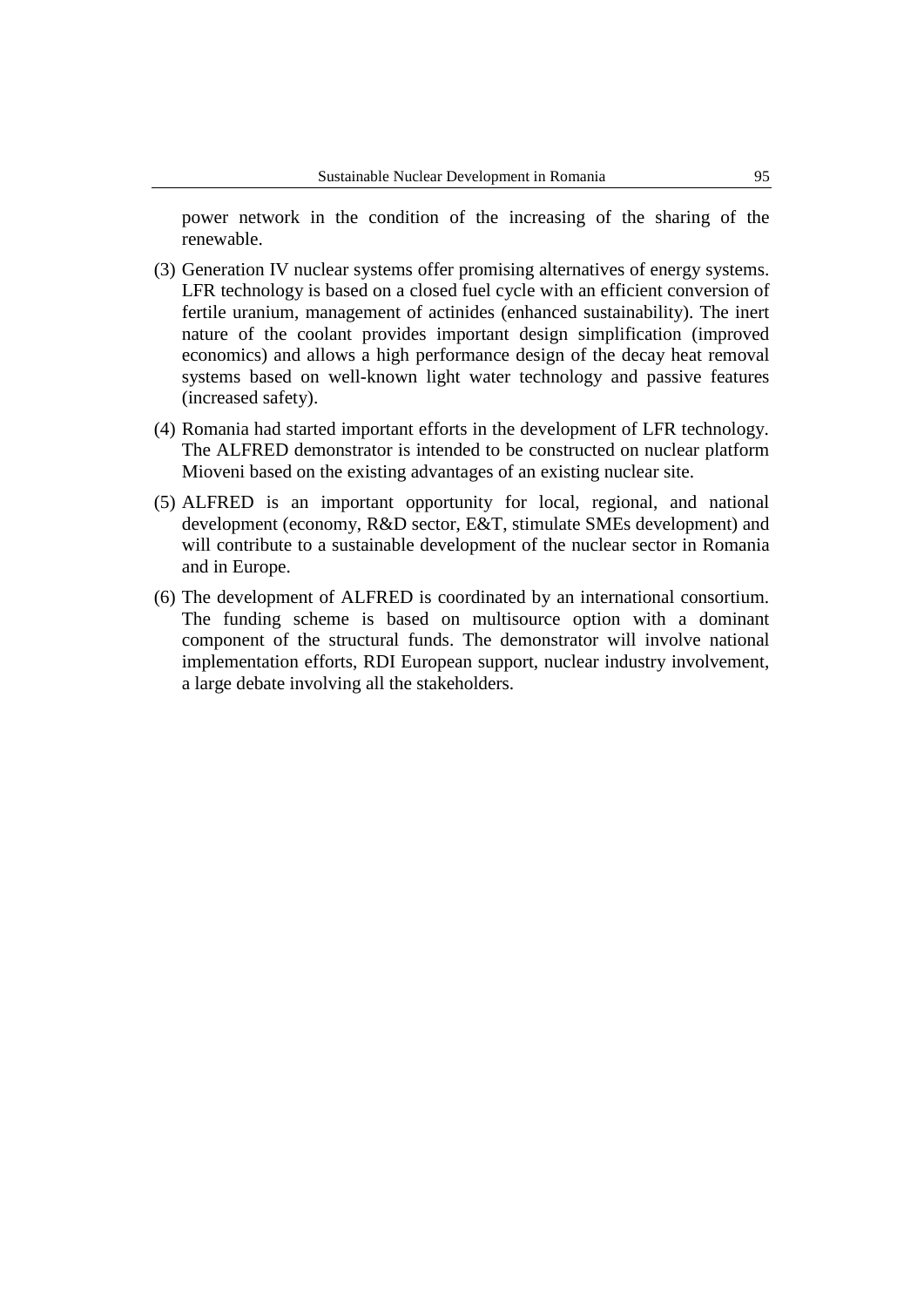power network in the condition of the increasing of the sharing of the renewable.

(3) Generation IV nuclear systems offer promising alternatives of energy systems. LFR technology is based on a closed fuel cycle with an efficient conversion of fertile uranium, management of actinides (enhanced sustainability). The inert nature of the coolant provides important design simplification (improved economics) and allows a high performance design of the decay heat removal systems based on well-known light water technology and passive features (increased safety).

(4) Romania had started important efforts in the development of LFR technology. The ALFRED demonstrator is intended to be constructed on nuclear platform Mioveni based on the existing advantages of an existing nuclear site.

(5) ALFRED is an important opportunity for local, regional, and national development (economy, R&D sector, E&T, stimulate SMEs development) and will contribute to a sustainable development of the nuclear sector in Romania and in Europe.

(6) The development of ALFRED is coordinated by an international consortium. The funding scheme is based on multisource option with a dominant component of the structural funds. The demonstrator will involve national implementation efforts, RDI European support, nuclear industry involvement, a large debate involving all the stakeholders.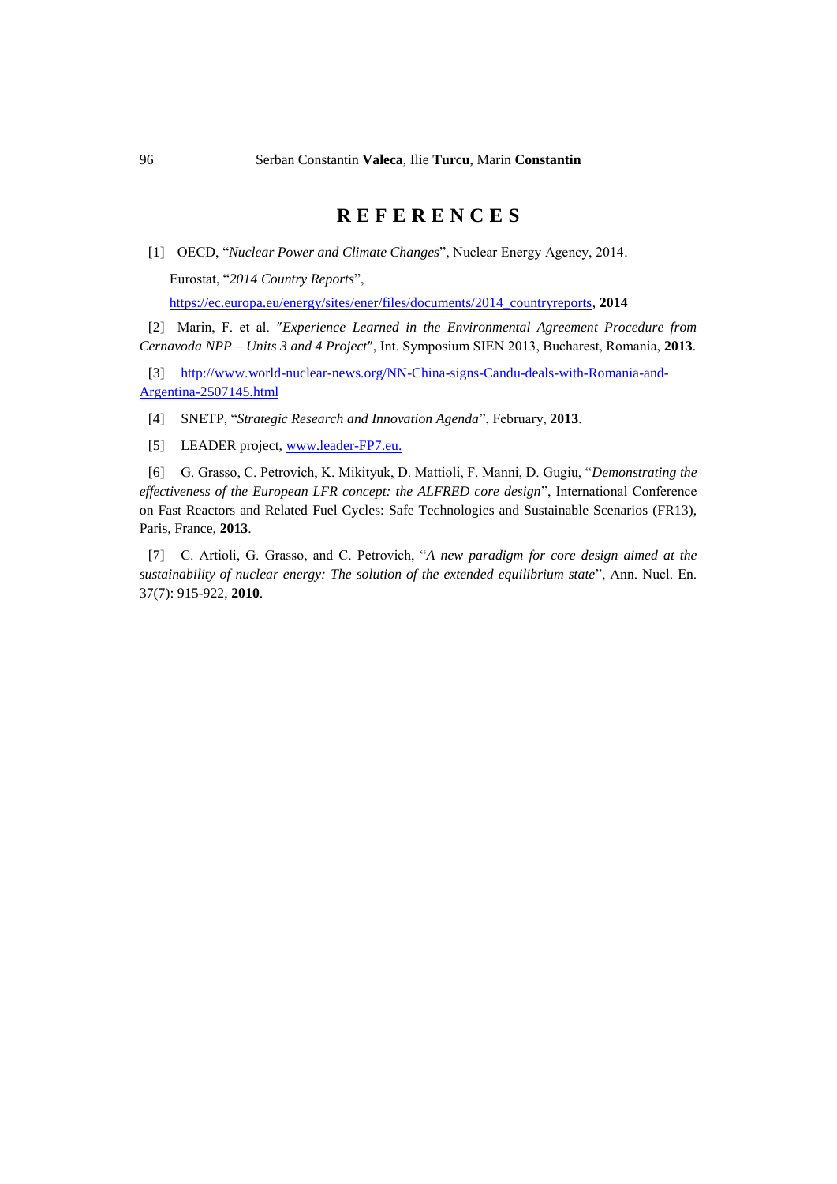# R E F E R E N C E S

[1] OECD, "*Nuclear Power and Climate Changes*", Nuclear Energy Agency, 2014.

Eurostat, "*2014 Country Reports*", https://ec.europa.eu/energy/sites/ener/files/documents/2014_countryreports, **2014**

[2] Marin, F. et al. *"Experience Learned in the Environmental Agreement Procedure from Cernavoda NPP – Units 3 and 4 Project"*, Int. Symposium SIEN 2013, Bucharest, Romania, **2013**.

[3] http://www.world-nuclear-news.org/NN-China-signs-Candu-deals-with-Romania-and-Argentina-2507145.html

[4] SNETP, "*Strategic Research and Innovation Agenda*", February, **2013**.

[5] LEADER project, www.leader-FP7.eu.

[6] G. Grasso, C. Petrovich, K. Mikityuk, D. Mattioli, F. Manni, D. Gugiu, "*Demonstrating the effectiveness of the European LFR concept: the ALFRED core design*", International Conference on Fast Reactors and Related Fuel Cycles: Safe Technologies and Sustainable Scenarios (FR13), Paris, France, **2013**.

[7] C. Artioli, G. Grasso, and C. Petrovich, "*A new paradigm for core design aimed at the sustainability of nuclear energy: The solution of the extended equilibrium state*", Ann. Nucl. En. 37(7): 915-922, **2010**.